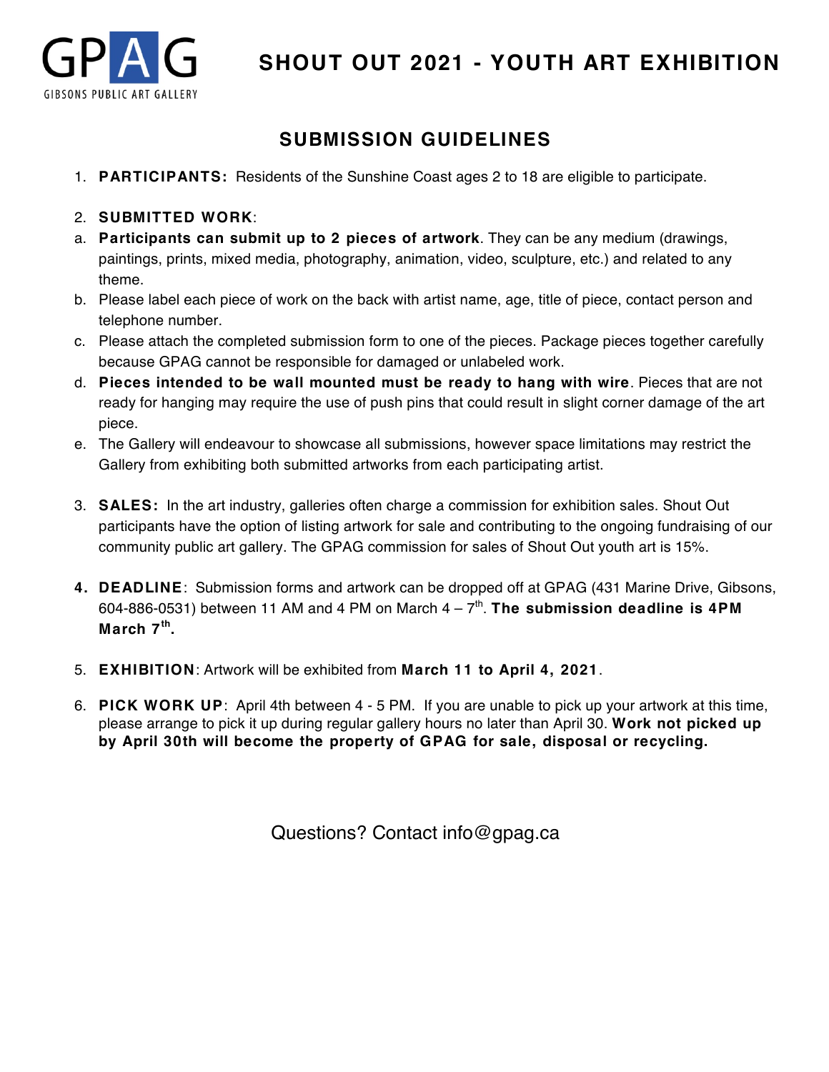GPAG
GIBSONS PUBLIC ART GALLERY

# SHOUT OUT 2021 - YOUTH ART EXHIBITION

## SUBMISSION GUIDELINES

1. **PARTICIPANTS:** Residents of the Sunshine Coast ages 2 to 18 are eligible to participate.

2. **SUBMITTED WORK**:

a. **Participants can submit up to 2 pieces of artwork**. They can be any medium (drawings, paintings, prints, mixed media, photography, animation, video, sculpture, etc.) and related to any theme.

b. Please label each piece of work on the back with artist name, age, title of piece, contact person and telephone number.

c. Please attach the completed submission form to one of the pieces. Package pieces together carefully because GPAG cannot be responsible for damaged or unlabeled work.

d. **Pieces intended to be wall mounted must be ready to hang with wire**. Pieces that are not ready for hanging may require the use of push pins that could result in slight corner damage of the art piece.

e. The Gallery will endeavour to showcase all submissions, however space limitations may restrict the Gallery from exhibiting both submitted artworks from each participating artist.

3. **SALES:** In the art industry, galleries often charge a commission for exhibition sales. Shout Out participants have the option of listing artwork for sale and contributing to the ongoing fundraising of our community public art gallery. The GPAG commission for sales of Shout Out youth art is 15%.

4. **DEADLINE**: Submission forms and artwork can be dropped off at GPAG (431 Marine Drive, Gibsons, 604-886-0531) between 11 AM and 4 PM on March 4 – 7th. **The submission deadline is 4PM March 7th.**

5. **EXHIBITION**: Artwork will be exhibited from **March 11 to April 4, 2021**.

6. **PICK WORK UP**: April 4th between 4 - 5 PM. If you are unable to pick up your artwork at this time, please arrange to pick it up during regular gallery hours no later than April 30. **Work not picked up by April 30th will become the property of GPAG for sale, disposal or recycling.**

Questions? Contact info@gpag.ca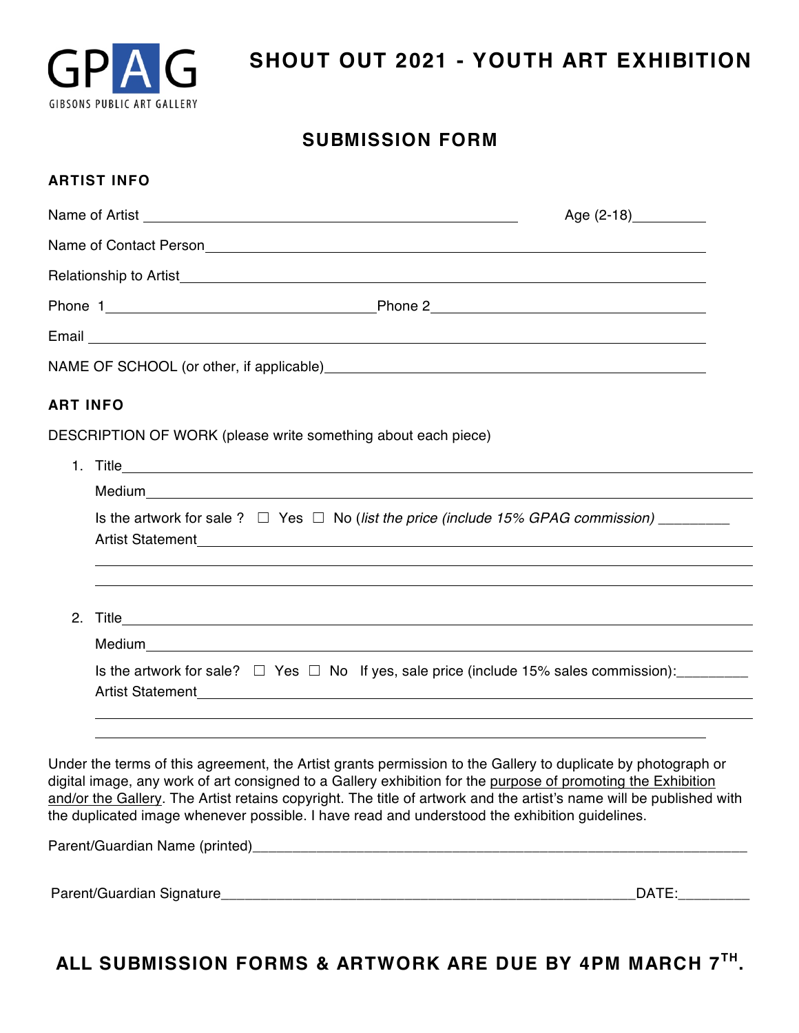GPAG
GIBSONS PUBLIC ART GALLERY

# SHOUT OUT 2021 - YOUTH ART EXHIBITION

## SUBMISSION FORM

### ARTIST INFO

Name of Artist ______________________________ Age (2-18)__________

Name of Contact Person ______________________________

Relationship to Artist ______________________________

Phone 1 ______________________________ Phone 2 ______________________________

Email ______________________________

NAME OF SCHOOL (or other, if applicable) ______________________________

### ART INFO

DESCRIPTION OF WORK (please write something about each piece)

1. Title ______________________________

   Medium ______________________________

   Is the artwork for sale ? ☐ Yes ☐ No (*list the price (include 15% GPAG commission)* _________

   Artist Statement ______________________________

   ______________________________

   ______________________________

2. Title ______________________________

   Medium ______________________________

   Is the artwork for sale? ☐ Yes ☐ No If yes, sale price (include 15% sales commission):_________

   Artist Statement ______________________________

   ______________________________

   ______________________________

Under the terms of this agreement, the Artist grants permission to the Gallery to duplicate by photograph or digital image, any work of art consigned to a Gallery exhibition for the purpose of promoting the Exhibition and/or the Gallery. The Artist retains copyright. The title of artwork and the artist's name will be published with the duplicated image whenever possible. I have read and understood the exhibition guidelines.

Parent/Guardian Name (printed)______________________________

Parent/Guardian Signature______________________________DATE:_________

**ALL SUBMISSION FORMS & ARTWORK ARE DUE BY 4PM MARCH 7TH.**